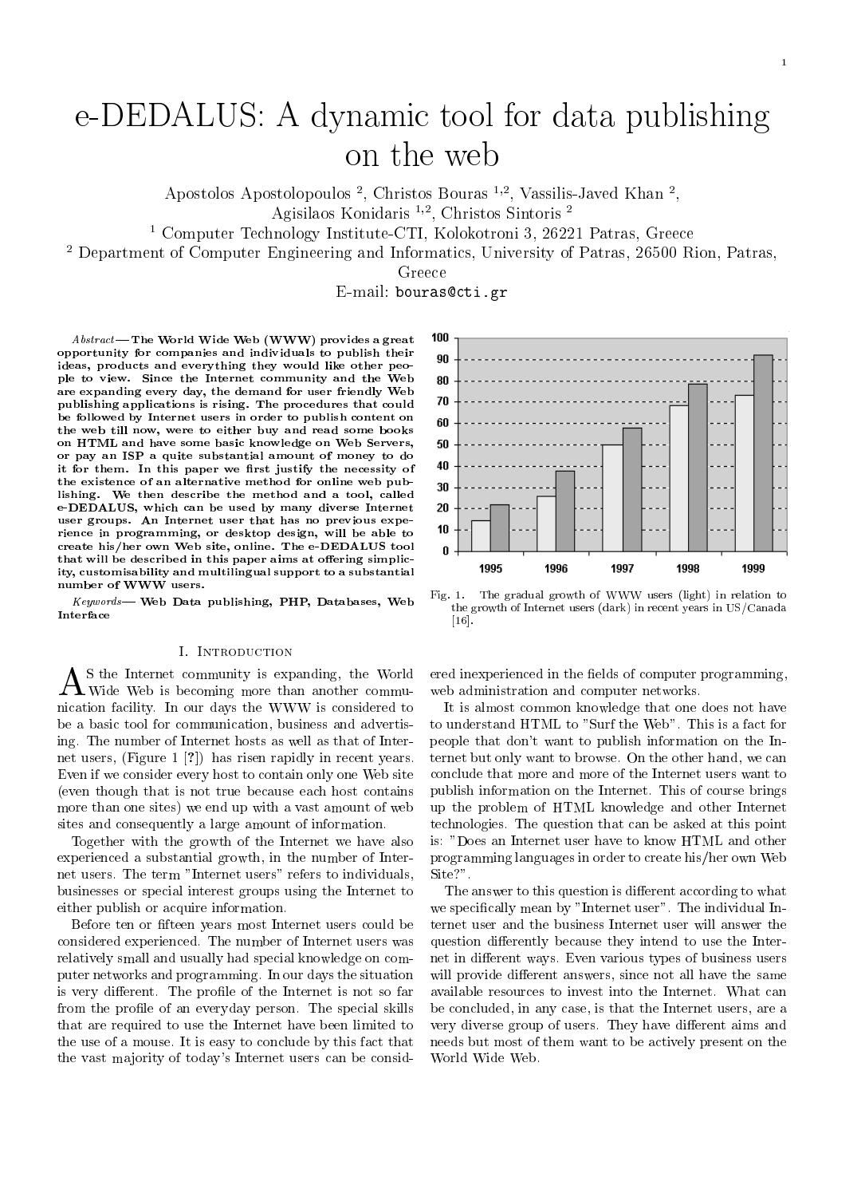# e-DEDALUS: A dynamic tool for data publishing on the web

Apostolos Apostolopoulos [2], Christos Bouras [1,2], Vassilis-Javed Khan [2], Agisilaos Konidaris [1,2], Christos Sintoris [2]

[1] Computer Technology Institute-CTI, Kolokotroni 3, 26221 Patras, Greece

[2] Department of Computer Engineering and Informatics, University of Patras, 26500 Rion, Patras, Greece

E-mail: bouras@cti.gr

***Abstract*— The World Wide Web (WWW) provides a great opportunity for companies and individuals to publish their ideas, products and everything they would like other people to view. Since the Internet community and the Web are expanding every day, the demand for user friendly Web publishing applications is rising. The procedures that could be followed by Internet users in order to publish content on the web till now, were to either buy and read some books on HTML and have some basic knowledge on Web Servers, or pay an ISP a quite substantial amount of money to do it for them. In this paper we first justify the necessity of the existence of an alternative method for online web publishing. We then describe the method and a tool, called e-DEDALUS, which can be used by many diverse Internet user groups. An Internet user that has no previous experience in programming, or desktop design, will be able to create his/her own Web site, online. The e-DEDALUS tool that will be described in this paper aims at offering simplicity, customisability and multilingual support to a substantial number of WWW users.**

***Keywords*— Web Data publishing, PHP, Databases, Web Interface**

## I. Introduction

As the Internet community is expanding, the World Wide Web is becoming more than another communication facility. In our days the WWW is considered to be a basic tool for communication, business and advertising. The number of Internet hosts as well as that of Internet users, (Figure 1 [?]) has risen rapidly in recent years. Even if we consider every host to contain only one Web site (even though that is not true because each host contains more than one sites) we end up with a vast amount of web sites and consequently a large amount of information.

Together with the growth of the Internet we have also experienced a substantial growth, in the number of Internet users. The term "Internet users" refers to individuals, businesses or special interest groups using the Internet to either publish or acquire information.

Before ten or fifteen years most Internet users could be considered experienced. The number of Internet users was relatively small and usually had special knowledge on computer networks and programming. In our days the situation is very different. The profile of the Internet is not so far from the profile of an everyday person. The special skills that are required to use the Internet have been limited to the use of a mouse. It is easy to conclude by this fact that the vast majority of today's Internet users can be considered inexperienced in the fields of computer programming, web administration and computer networks.

Fig. 1. The gradual growth of WWW users (light) in relation to the growth of Internet users (dark) in recent years in US/Canada [16].

It is almost common knowledge that one does not have to understand HTML to "Surf the Web". This is a fact for people that don't want to publish information on the Internet but only want to browse. On the other hand, we can conclude that more and more of the Internet users want to publish information on the Internet. This of course brings up the problem of HTML knowledge and other Internet technologies. The question that can be asked at this point is: "Does an Internet user have to know HTML and other programming languages in order to create his/her own Web Site?".

The answer to this question is different according to what we specifically mean by "Internet user". The individual Internet user and the business Internet user will answer the question differently because they intend to use the Internet in different ways. Even various types of business users will provide different answers, since not all have the same available resources to invest into the Internet. What can be concluded, in any case, is that the Internet users, are a very diverse group of users. They have different aims and needs but most of them want to be actively present on the World Wide Web.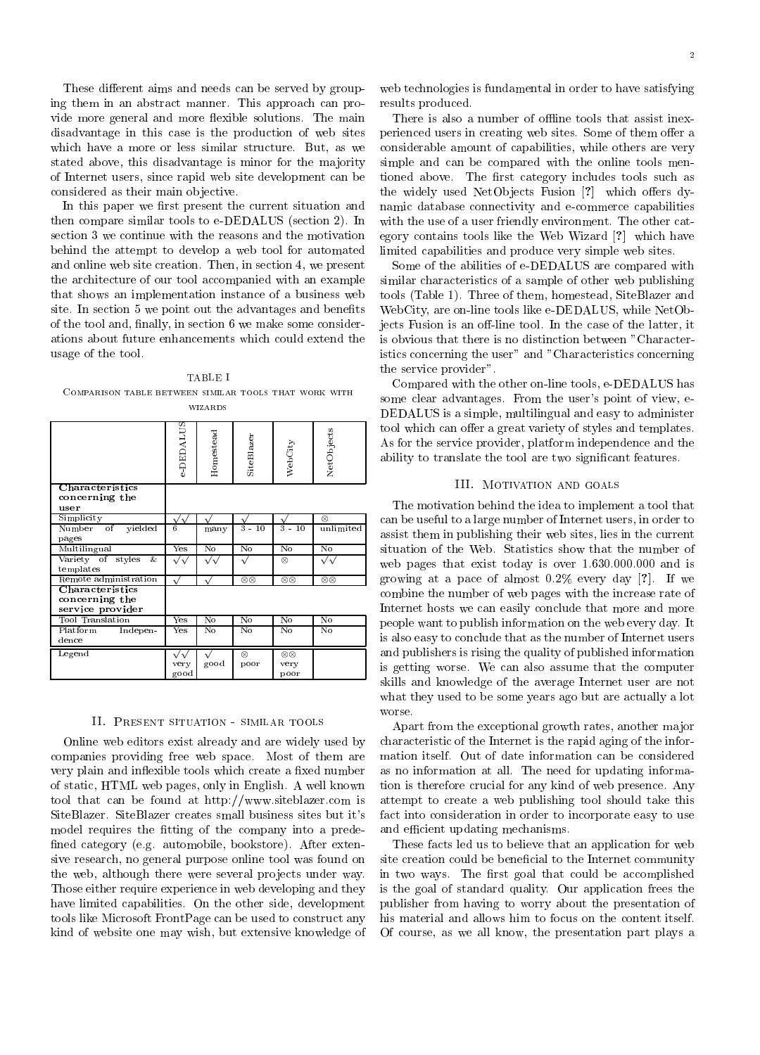These different aims and needs can be served by grouping them in an abstract manner. This approach can provide more general and more flexible solutions. The main disadvantage in this case is the production of web sites which have a more or less similar structure. But, as we stated above, this disadvantage is minor for the majority of Internet users, since rapid web site development can be considered as their main objective.

In this paper we first present the current situation and then compare similar tools to e-DEDALUS (section 2). In section 3 we continue with the reasons and the motivation behind the attempt to develop a web tool for automated and online web site creation. Then, in section 4, we present the architecture of our tool accompanied with an example that shows an implementation instance of a business web site. In section 5 we point out the advantages and benefits of the tool and, finally, in section 6 we make some considerations about future enhancements which could extend the usage of the tool.

TABLE I
COMPARISON TABLE BETWEEN SIMILAR TOOLS THAT WORK WITH WIZARDS

| | e-DEDALUS | Homestead | SiteBlazer | WebCity | NetObjects |
|---|---|---|---|---|---|
| **Characteristics concerning the user** | | | | | |
| Simplicity | √√ | √ | √ | √ | ⊗ |
| Number of yielded pages | 6 | many | 3 - 10 | 3 - 10 | unlimited |
| Multilingual | Yes | No | No | No | No |
| Variety of styles & templates | √√ | √√ | √ | ⊗ | √√ |
| Remote administration | √ | √ | ⊗⊗ | ⊗⊗ | ⊗⊗ |
| **Characteristics concerning the service provider** | | | | | |
| Tool Translation | Yes | No | No | No | No |
| Platform Independence | Yes | No | No | No | No |
| Legend | √√ very good | √ good | ⊗ poor | ⊗⊗ very poor | |

## II. Present situation - similar tools

Online web editors exist already and are widely used by companies providing free web space. Most of them are very plain and inflexible tools which create a fixed number of static, HTML web pages, only in English. A well known tool that can be found at http://www.siteblazer.com is SiteBlazer. SiteBlazer creates small business sites but it's model requires the fitting of the company into a predefined category (e.g. automobile, bookstore). After extensive research, no general purpose online tool was found on the web, although there were several projects under way. Those either require experience in web developing and they have limited capabilities. On the other side, development tools like Microsoft FrontPage can be used to construct any kind of website one may wish, but extensive knowledge of web technologies is fundamental in order to have satisfying results produced.

There is also a number of offline tools that assist inexperienced users in creating web sites. Some of them offer a considerable amount of capabilities, while others are very simple and can be compared with the online tools mentioned above. The first category includes tools such as the widely used NetObjects Fusion [?] which offers dynamic database connectivity and e-commerce capabilities with the use of a user friendly environment. The other category contains tools like the Web Wizard [?] which have limited capabilities and produce very simple web sites.

Some of the abilities of e-DEDALUS are compared with similar characteristics of a sample of other web publishing tools (Table 1). Three of them, homestead, SiteBlazer and WebCity, are on-line tools like e-DEDALUS, while NetObjects Fusion is an off-line tool. In the case of the latter, it is obvious that there is no distinction between "Characteristics concerning the user" and "Characteristics concerning the service provider".

Compared with the other on-line tools, e-DEDALUS has some clear advantages. From the user's point of view, e-DEDALUS is a simple, multilingual and easy to administer tool which can offer a great variety of styles and templates. As for the service provider, platform independence and the ability to translate the tool are two significant features.

## III. Motivation and goals

The motivation behind the idea to implement a tool that can be useful to a large number of Internet users, in order to assist them in publishing their web sites, lies in the current situation of the Web. Statistics show that the number of web pages that exist today is over 1.630.000.000 and is growing at a pace of almost 0.2% every day [?]. If we combine the number of web pages with the increase rate of Internet hosts we can easily conclude that more and more people want to publish information on the web every day. It is also easy to conclude that as the number of Internet users and publishers is rising the quality of published information is getting worse. We can also assume that the computer skills and knowledge of the average Internet user are not what they used to be some years ago but are actually a lot worse.

Apart from the exceptional growth rates, another major characteristic of the Internet is the rapid aging of the information itself. Out of date information can be considered as no information at all. The need for updating information is therefore crucial for any kind of web presence. Any attempt to create a web publishing tool should take this fact into consideration in order to incorporate easy to use and efficient updating mechanisms.

These facts led us to believe that an application for web site creation could be beneficial to the Internet community in two ways. The first goal that could be accomplished is the goal of standard quality. Our application frees the publisher from having to worry about the presentation of his material and allows him to focus on the content itself. Of course, as we all know, the presentation part plays a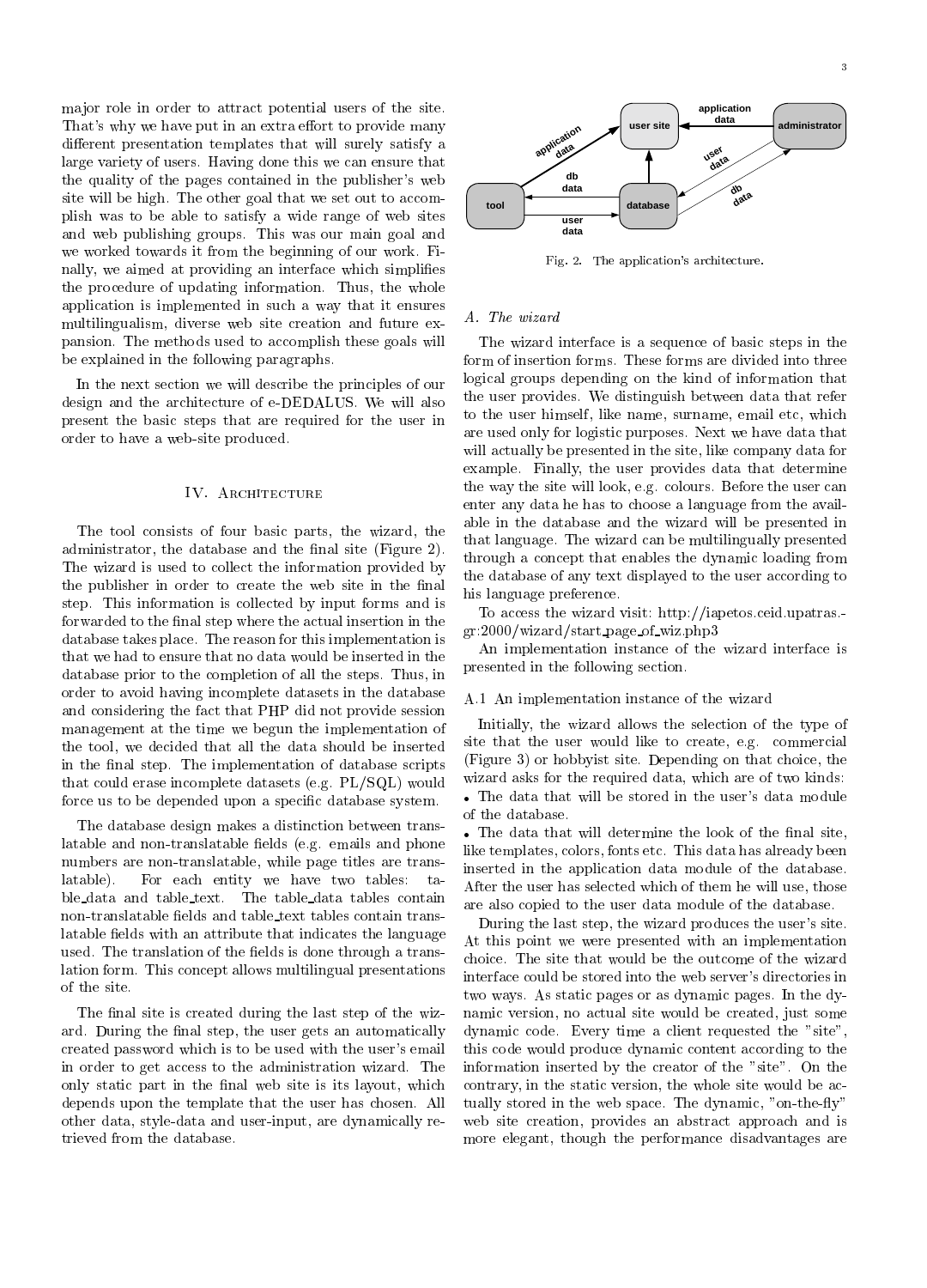major role in order to attract potential users of the site. That's why we have put in an extra effort to provide many different presentation templates that will surely satisfy a large variety of users. Having done this we can ensure that the quality of the pages contained in the publisher's web site will be high. The other goal that we set out to accomplish was to be able to satisfy a wide range of web sites and web publishing groups. This was our main goal and we worked towards it from the beginning of our work. Finally, we aimed at providing an interface which simplifies the procedure of updating information. Thus, the whole application is implemented in such a way that it ensures multilingualism, diverse web site creation and future expansion. The methods used to accomplish these goals will be explained in the following paragraphs.

In the next section we will describe the principles of our design and the architecture of e-DEDALUS. We will also present the basic steps that are required for the user in order to have a web-site produced.

## IV. Architecture

The tool consists of four basic parts, the wizard, the administrator, the database and the final site (Figure 2). The wizard is used to collect the information provided by the publisher in order to create the web site in the final step. This information is collected by input forms and is forwarded to the final step where the actual insertion in the database takes place. The reason for this implementation is that we had to ensure that no data would be inserted in the database prior to the completion of all the steps. Thus, in order to avoid having incomplete datasets in the database and considering the fact that PHP did not provide session management at the time we begun the implementation of the tool, we decided that all the data should be inserted in the final step. The implementation of database scripts that could erase incomplete datasets (e.g. PL/SQL) would force us to be depended upon a specific database system.

The database design makes a distinction between translatable and non-translatable fields (e.g. emails and phone numbers are non-translatable, while page titles are translatable). For each entity we have two tables: table_data and table_text. The table_data tables contain non-translatable fields and table_text tables contain translatable fields with an attribute that indicates the language used. The translation of the fields is done through a translation form. This concept allows multilingual presentations of the site.

The final site is created during the last step of the wizard. During the final step, the user gets an automatically created password which is to be used with the user's email in order to get access to the administration wizard. The only static part in the final web site is its layout, which depends upon the template that the user has chosen. All other data, style-data and user-input, are dynamically retrieved from the database.

Fig. 2. The application's architecture.

### A. The wizard

The wizard interface is a sequence of basic steps in the form of insertion forms. These forms are divided into three logical groups depending on the kind of information that the user provides. We distinguish between data that refer to the user himself, like name, surname, email etc, which are used only for logistic purposes. Next we have data that will actually be presented in the site, like company data for example. Finally, the user provides data that determine the way the site will look, e.g. colours. Before the user can enter any data he has to choose a language from the available in the database and the wizard will be presented in that language. The wizard can be multilingually presented through a concept that enables the dynamic loading from the database of any text displayed to the user according to his language preference.

To access the wizard visit: http://iapetos.ceid.upatras.gr:2000/wizard/start_page_of_wiz.php3

An implementation instance of the wizard interface is presented in the following section.

#### A.1 An implementation instance of the wizard

Initially, the wizard allows the selection of the type of site that the user would like to create, e.g. commercial (Figure 3) or hobbyist site. Depending on that choice, the wizard asks for the required data, which are of two kinds:

- The data that will be stored in the user's data module of the database.
- The data that will determine the look of the final site, like templates, colors, fonts etc. This data has already been inserted in the application data module of the database. After the user has selected which of them he will use, those are also copied to the user data module of the database.

During the last step, the wizard produces the user's site. At this point we were presented with an implementation choice. The site that would be the outcome of the wizard interface could be stored into the web server's directories in two ways. As static pages or as dynamic pages. In the dynamic version, no actual site would be created, just some dynamic code. Every time a client requested the "site", this code would produce dynamic content according to the information inserted by the creator of the "site". On the contrary, in the static version, the whole site would be actually stored in the web space. The dynamic, "on-the-fly" web site creation, provides an abstract approach and is more elegant, though the performance disadvantages are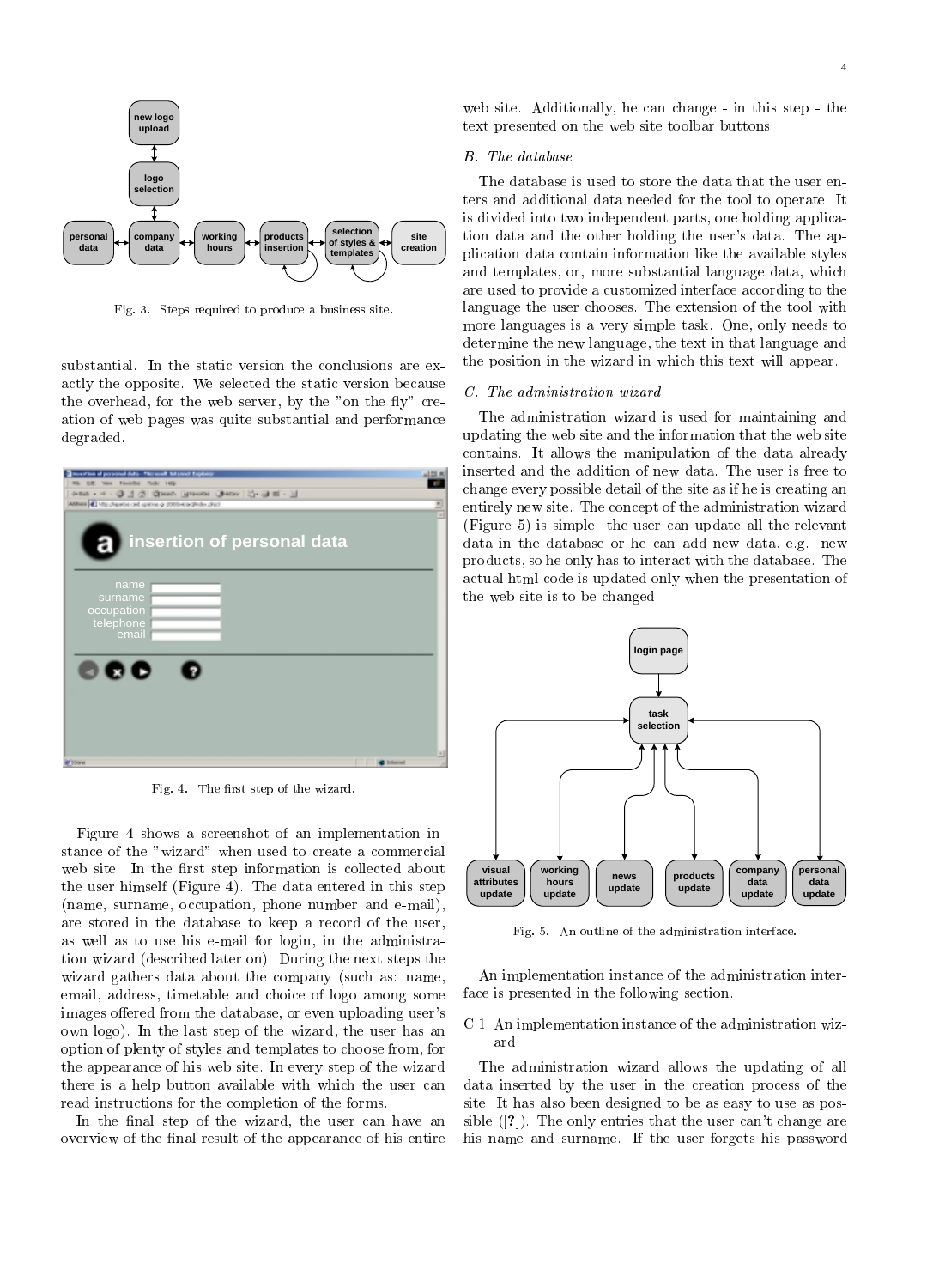Fig. 3. Steps required to produce a business site.

substantial. In the static version the conclusions are exactly the opposite. We selected the static version because the overhead, for the web server, by the "on the fly" creation of web pages was quite substantial and performance degraded.

Fig. 4. The first step of the wizard.

Figure 4 shows a screenshot of an implementation instance of the "wizard" when used to create a commercial web site. In the first step information is collected about the user himself (Figure 4). The data entered in this step (name, surname, occupation, phone number and e-mail), are stored in the database to keep a record of the user, as well as to use his e-mail for login, in the administration wizard (described later on). During the next steps the wizard gathers data about the company (such as: name, email, address, timetable and choice of logo among some images offered from the database, or even uploading user's own logo). In the last step of the wizard, the user has an option of plenty of styles and templates to choose from, for the appearance of his web site. In every step of the wizard there is a help button available with which the user can read instructions for the completion of the forms.

In the final step of the wizard, the user can have an overview of the final result of the appearance of his entire web site. Additionally, he can change - in this step - the text presented on the web site toolbar buttons.

### B. The database

The database is used to store the data that the user enters and additional data needed for the tool to operate. It is divided into two independent parts, one holding application data and the other holding the user's data. The application data contain information like the available styles and templates, or, more substantial language data, which are used to provide a customized interface according to the language the user chooses. The extension of the tool with more languages is a very simple task. One, only needs to determine the new language, the text in that language and the position in the wizard in which this text will appear.

### C. The administration wizard

The administration wizard is used for maintaining and updating the web site and the information that the web site contains. It allows the manipulation of the data already inserted and the addition of new data. The user is free to change every possible detail of the site as if he is creating an entirely new site. The concept of the administration wizard (Figure 5) is simple: the user can update all the relevant data in the database or he can add new data, e.g. new products, so he only has to interact with the database. The actual html code is updated only when the presentation of the web site is to be changed.

Fig. 5. An outline of the administration interface.

An implementation instance of the administration interface is presented in the following section.

#### C.1 An implementation instance of the administration wizard

The administration wizard allows the updating of all data inserted by the user in the creation process of the site. It has also been designed to be as easy to use as possible ([?]). The only entries that the user can't change are his name and surname. If the user forgets his password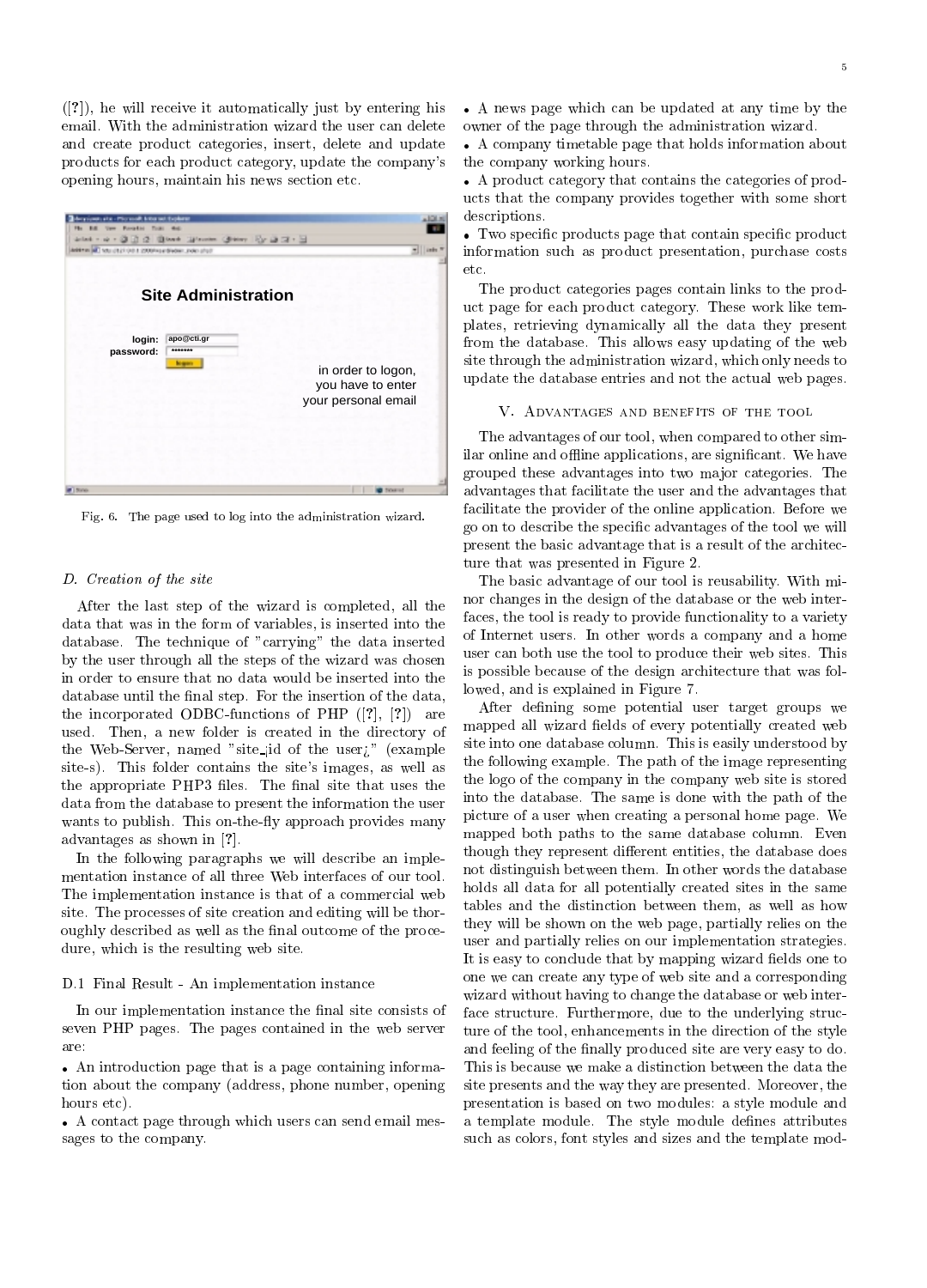([?]), he will receive it automatically just by entering his email. With the administration wizard the user can delete and create product categories, insert, delete and update products for each product category, update the company's opening hours, maintain his news section etc.

Fig. 6. The page used to log into the administration wizard.

### D. Creation of the site

After the last step of the wizard is completed, all the data that was in the form of variables, is inserted into the database. The technique of "carrying" the data inserted by the user through all the steps of the wizard was chosen in order to ensure that no data would be inserted into the database until the final step. For the insertion of the data, the incorporated ODBC-functions of PHP ([?], [?]) are used. Then, a new folder is created in the directory of the Web-Server, named "site_¡id of the user¿" (example site-s). This folder contains the site's images, as well as the appropriate PHP3 files. The final site that uses the data from the database to present the information the user wants to publish. This on-the-fly approach provides many advantages as shown in [?].

In the following paragraphs we will describe an implementation instance of all three Web interfaces of our tool. The implementation instance is that of a commercial web site. The processes of site creation and editing will be thoroughly described as well as the final outcome of the procedure, which is the resulting web site.

#### D.1 Final Result - An implementation instance

In our implementation instance the final site consists of seven PHP pages. The pages contained in the web server are:

- An introduction page that is a page containing information about the company (address, phone number, opening hours etc).
- A contact page through which users can send email messages to the company.
- A news page which can be updated at any time by the owner of the page through the administration wizard.
- A company timetable page that holds information about the company working hours.
- A product category that contains the categories of products that the company provides together with some short descriptions.
- Two specific products page that contain specific product information such as product presentation, purchase costs etc.

The product categories pages contain links to the product page for each product category. These work like templates, retrieving dynamically all the data they present from the database. This allows easy updating of the web site through the administration wizard, which only needs to update the database entries and not the actual web pages.

## V. Advantages and benefits of the tool

The advantages of our tool, when compared to other similar online and offline applications, are significant. We have grouped these advantages into two major categories. The advantages that facilitate the user and the advantages that facilitate the provider of the online application. Before we go on to describe the specific advantages of the tool we will present the basic advantage that is a result of the architecture that was presented in Figure 2.

The basic advantage of our tool is reusability. With minor changes in the design of the database or the web interfaces, the tool is ready to provide functionality to a variety of Internet users. In other words a company and a home user can both use the tool to produce their web sites. This is possible because of the design architecture that was followed, and is explained in Figure 7.

After defining some potential user target groups we mapped all wizard fields of every potentially created web site into one database column. This is easily understood by the following example. The path of the image representing the logo of the company in the company web site is stored into the database. The same is done with the path of the picture of a user when creating a personal home page. We mapped both paths to the same database column. Even though they represent different entities, the database does not distinguish between them. In other words the database holds all data for all potentially created sites in the same tables and the distinction between them, as well as how they will be shown on the web page, partially relies on the user and partially relies on our implementation strategies. It is easy to conclude that by mapping wizard fields one to one we can create any type of web site and a corresponding wizard without having to change the database or web interface structure. Furthermore, due to the underlying structure of the tool, enhancements in the direction of the style and feeling of the finally produced site are very easy to do. This is because we make a distinction between the data the site presents and the way they are presented. Moreover, the presentation is based on two modules: a style module and a template module. The style module defines attributes such as colors, font styles and sizes and the template mod-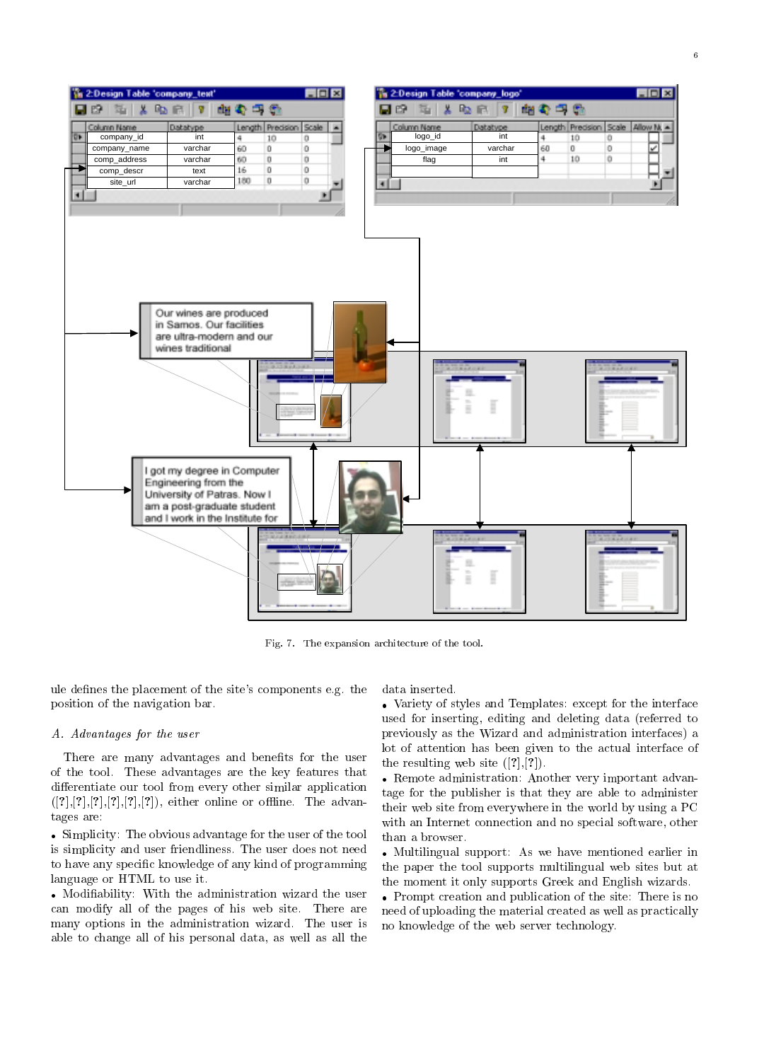Fig. 7. The expansion architecture of the tool.

ule defines the placement of the site's components e.g. the position of the navigation bar.

### A. Advantages for the user

There are many advantages and benefits for the user of the tool. These advantages are the key features that differentiate our tool from every other similar application ([?],[?],[?],[?],[?],[?]), either online or offline. The advantages are:

- Simplicity: The obvious advantage for the user of the tool is simplicity and user friendliness. The user does not need to have any specific knowledge of any kind of programming language or HTML to use it.
- Modifiability: With the administration wizard the user can modify all of the pages of his web site. There are many options in the administration wizard. The user is able to change all of his personal data, as well as all the data inserted.
- Variety of styles and Templates: except for the interface used for inserting, editing and deleting data (referred to previously as the Wizard and administration interfaces) a lot of attention has been given to the actual interface of the resulting web site ([?],[?]).
- Remote administration: Another very important advantage for the publisher is that they are able to administer their web site from everywhere in the world by using a PC with an Internet connection and no special software, other than a browser.
- Multilingual support: As we have mentioned earlier in the paper the tool supports multilingual web sites but at the moment it only supports Greek and English wizards.
- Prompt creation and publication of the site: There is no need of uploading the material created as well as practically no knowledge of the web server technology.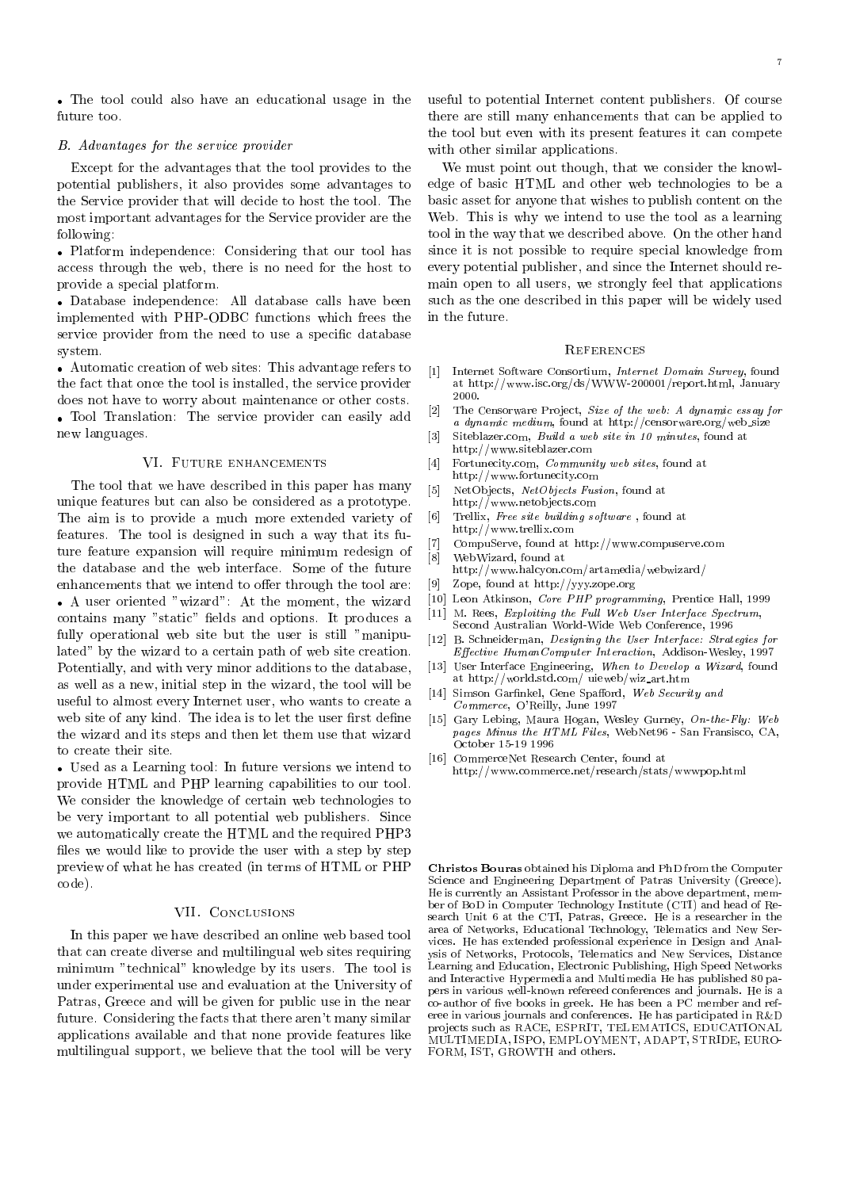- The tool could also have an educational usage in the future too.

### B. Advantages for the service provider

Except for the advantages that the tool provides to the potential publishers, it also provides some advantages to the Service provider that will decide to host the tool. The most important advantages for the Service provider are the following:

- Platform independence: Considering that our tool has access through the web, there is no need for the host to provide a special platform.
- Database independence: All database calls have been implemented with PHP-ODBC functions which frees the service provider from the need to use a specific database system.
- Automatic creation of web sites: This advantage refers to the fact that once the tool is installed, the service provider does not have to worry about maintenance or other costs.
- Tool Translation: The service provider can easily add new languages.

## VI. Future enhancements

The tool that we have described in this paper has many unique features but can also be considered as a prototype. The aim is to provide a much more extended variety of features. The tool is designed in such a way that its future feature expansion will require minimum redesign of the database and the web interface. Some of the future enhancements that we intend to offer through the tool are:

- A user oriented "wizard": At the moment, the wizard contains many "static" fields and options. It produces a fully operational web site but the user is still "manipulated" by the wizard to a certain path of web site creation. Potentially, and with very minor additions to the database, as well as a new, initial step in the wizard, the tool will be useful to almost every Internet user, who wants to create a web site of any kind. The idea is to let the user first define the wizard and its steps and then let them use that wizard to create their site.
- Used as a Learning tool: In future versions we intend to provide HTML and PHP learning capabilities to our tool. We consider the knowledge of certain web technologies to be very important to all potential web publishers. Since we automatically create the HTML and the required PHP3 files we would like to provide the user with a step by step preview of what he has created (in terms of HTML or PHP code).

## VII. Conclusions

In this paper we have described an online web based tool that can create diverse and multilingual web sites requiring minimum "technical" knowledge by its users. The tool is under experimental use and evaluation at the University of Patras, Greece and will be given for public use in the near future. Considering the facts that there aren't many similar applications available and that none provide features like multilingual support, we believe that the tool will be very useful to potential Internet content publishers. Of course there are still many enhancements that can be applied to the tool but even with its present features it can compete with other similar applications.

We must point out though, that we consider the knowledge of basic HTML and other web technologies to be a basic asset for anyone that wishes to publish content on the Web. This is why we intend to use the tool as a learning tool in the way that we described above. On the other hand since it is not possible to require special knowledge from every potential publisher, and since the Internet should remain open to all users, we strongly feel that applications such as the one described in this paper will be widely used in the future.

## References

[1] Internet Software Consortium, *Internet Domain Survey*, found at http://www.isc.org/ds/WWW-200001/report.html, January 2000.

[2] The Censorware Project, *Size of the web: A dynamic essay for a dynamic medium*, found at http://censorware.org/web_size

[3] Siteblazer.com, *Build a web site in 10 minutes*, found at http://www.siteblazer.com

[4] Fortunecity.com, *Community web sites*, found at http://www.fortunecity.com

[5] NetObjects, *NetObjects Fusion*, found at http://www.netobjects.com

[6] Trellix, *Free site building software* , found at http://www.trellix.com

[7] CompuServe, found at http://www.compuserve.com

[8] WebWizard, found at http://www.halcyon.com/artamedia/webwizard/

[9] Zope, found at http://yyy.zope.org

[10] Leon Atkinson, *Core PHP programming*, Prentice Hall, 1999

[11] M. Rees, *Exploiting the Full Web User Interface Spectrum*, Second Australian World-Wide Web Conference, 1996

[12] B. Schneiderman, *Designing the User Interface: Strategies for Effective HumanComputer Interaction*, Addison-Wesley, 1997

[13] User Interface Engineering, *When to Develop a Wizard*, found at http://world.std.com/ uieweb/wiz_art.htm

[14] Simson Garfinkel, Gene Spafford, *Web Security and Commerce*, O'Reilly, June 1997

[15] Gary Lebing, Maura Hogan, Wesley Gurney, *On-the-Fly: Web pages Minus the HTML Files*, WebNet96 - San Fransisco, CA, October 15-19 1996

[16] CommerceNet Research Center, found at http://www.commerce.net/research/stats/wwwpop.html

**Christos Bouras** obtained his Diploma and PhD from the Computer Science and Engineering Department of Patras University (Greece). He is currently an Assistant Professor in the above department, member of BoD in Computer Technology Institute (CTI) and head of Research Unit 6 at the CTI, Patras, Greece. He is a researcher in the area of Networks, Educational Technology, Telematics and New Services. He has extended professional experience in Design and Analysis of Networks, Protocols, Telematics and New Services, Distance Learning and Education, Electronic Publishing, High Speed Networks and Interactive Hypermedia and Multimedia He has published 80 papers in various well-known refereed conferences and journals. He is a co-author of five books in greek. He has been a PC member and referee in various journals and conferences. He has participated in R&D projects such as RACE, ESPRIT, TELEMATICS, EDUCATIONAL MULTIMEDIA, ISPO, EMPLOYMENT, ADAPT, STRIDE, EUROFORM, IST, GROWTH and others.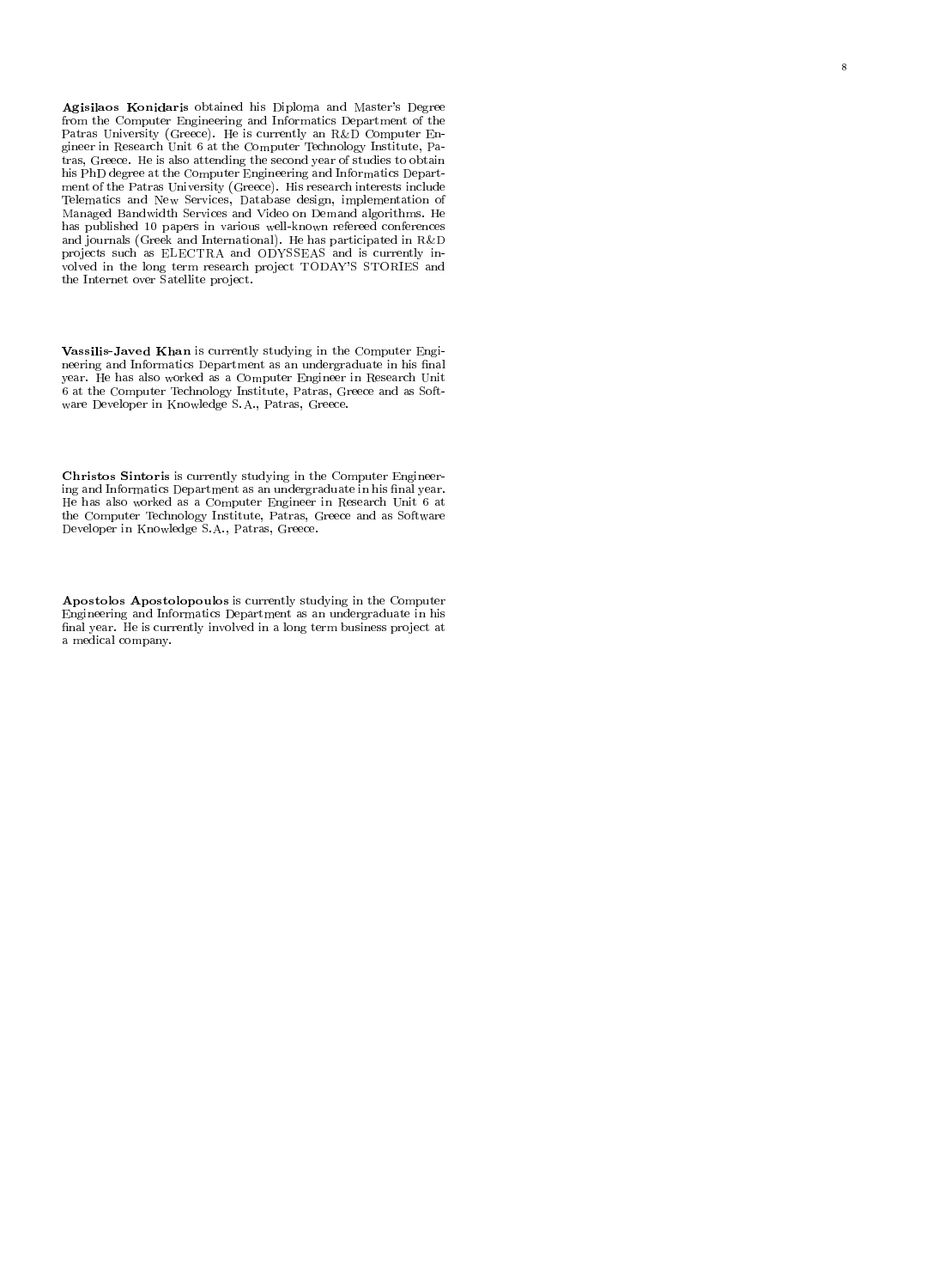**Agisilaos Konidaris** obtained his Diploma and Master's Degree from the Computer Engineering and Informatics Department of the Patras University (Greece). He is currently an R&D Computer Engineer in Research Unit 6 at the Computer Technology Institute, Patras, Greece. He is also attending the second year of studies to obtain his PhD degree at the Computer Engineering and Informatics Department of the Patras University (Greece). His research interests include Telematics and New Services, Database design, implementation of Managed Bandwidth Services and Video on Demand algorithms. He has published 10 papers in various well-known refereed conferences and journals (Greek and International). He has participated in R&D projects such as ELECTRA and ODYSSEAS and is currently involved in the long term research project TODAY'S STORIES and the Internet over Satellite project.

**Vassilis-Javed Khan** is currently studying in the Computer Engineering and Informatics Department as an undergraduate in his final year. He has also worked as a Computer Engineer in Research Unit 6 at the Computer Technology Institute, Patras, Greece and as Software Developer in Knowledge S.A., Patras, Greece.

**Christos Sintoris** is currently studying in the Computer Engineering and Informatics Department as an undergraduate in his final year. He has also worked as a Computer Engineer in Research Unit 6 at the Computer Technology Institute, Patras, Greece and as Software Developer in Knowledge S.A., Patras, Greece.

**Apostolos Apostolopoulos** is currently studying in the Computer Engineering and Informatics Department as an undergraduate in his final year. He is currently involved in a long term business project at a medical company.